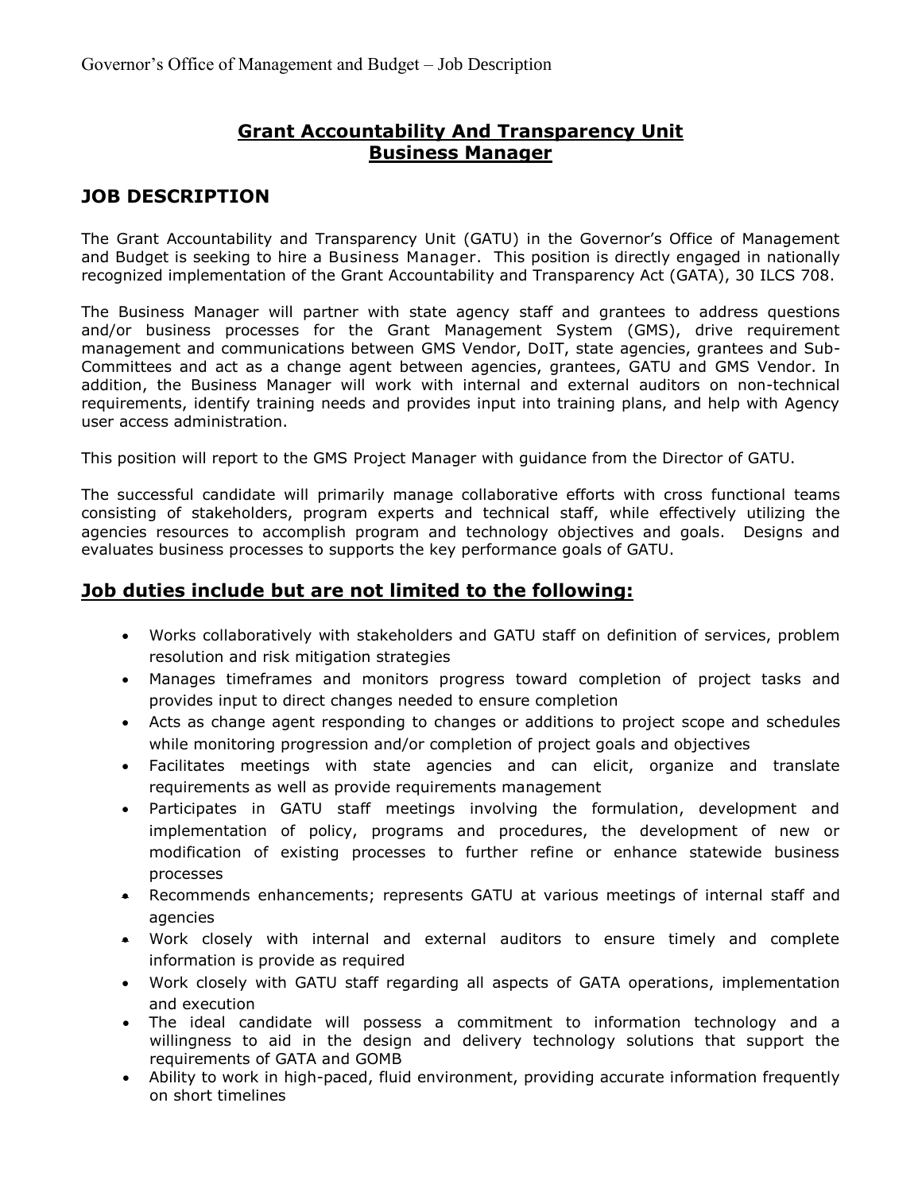# Grant Accountability And Transparency Unit
# Business Manager

## JOB DESCRIPTION

The Grant Accountability and Transparency Unit (GATU) in the Governor's Office of Management and Budget is seeking to hire a Business Manager. This position is directly engaged in nationally recognized implementation of the Grant Accountability and Transparency Act (GATA), 30 ILCS 708.

The Business Manager will partner with state agency staff and grantees to address questions and/or business processes for the Grant Management System (GMS), drive requirement management and communications between GMS Vendor, DoIT, state agencies, grantees and Sub-Committees and act as a change agent between agencies, grantees, GATU and GMS Vendor. In addition, the Business Manager will work with internal and external auditors on non-technical requirements, identify training needs and provides input into training plans, and help with Agency user access administration.

This position will report to the GMS Project Manager with guidance from the Director of GATU.

The successful candidate will primarily manage collaborative efforts with cross functional teams consisting of stakeholders, program experts and technical staff, while effectively utilizing the agencies resources to accomplish program and technology objectives and goals. Designs and evaluates business processes to supports the key performance goals of GATU.

## Job duties include but are not limited to the following:

- Works collaboratively with stakeholders and GATU staff on definition of services, problem resolution and risk mitigation strategies
- Manages timeframes and monitors progress toward completion of project tasks and provides input to direct changes needed to ensure completion
- Acts as change agent responding to changes or additions to project scope and schedules while monitoring progression and/or completion of project goals and objectives
- Facilitates meetings with state agencies and can elicit, organize and translate requirements as well as provide requirements management
- Participates in GATU staff meetings involving the formulation, development and implementation of policy, programs and procedures, the development of new or modification of existing processes to further refine or enhance statewide business processes
- Recommends enhancements; represents GATU at various meetings of internal staff and agencies
- Work closely with internal and external auditors to ensure timely and complete information is provide as required
- Work closely with GATU staff regarding all aspects of GATA operations, implementation and execution
- The ideal candidate will possess a commitment to information technology and a willingness to aid in the design and delivery technology solutions that support the requirements of GATA and GOMB
- Ability to work in high-paced, fluid environment, providing accurate information frequently on short timelines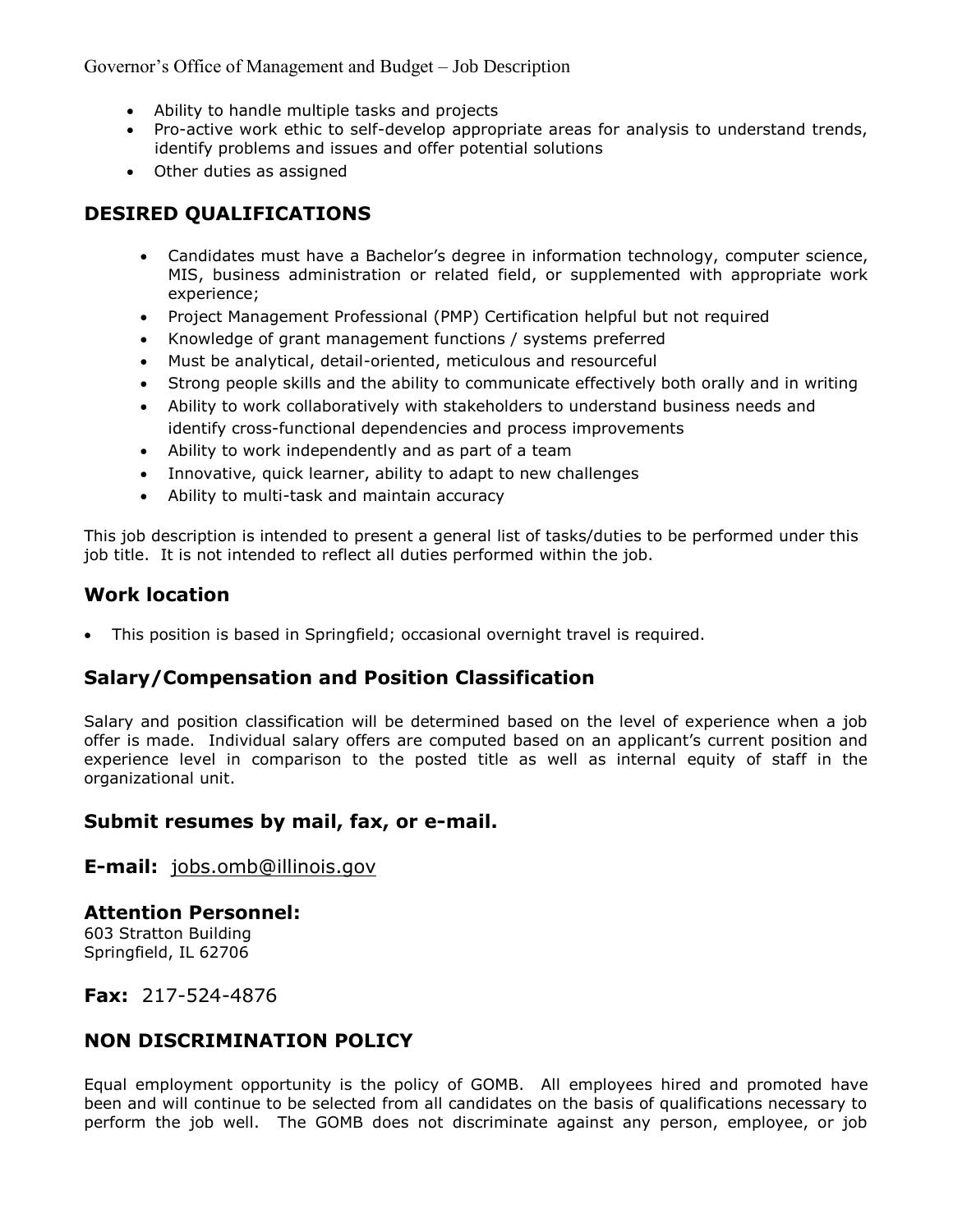- Ability to handle multiple tasks and projects
- Pro-active work ethic to self-develop appropriate areas for analysis to understand trends, identify problems and issues and offer potential solutions
- Other duties as assigned

## DESIRED QUALIFICATIONS

- Candidates must have a Bachelor's degree in information technology, computer science, MIS, business administration or related field, or supplemented with appropriate work experience;
- Project Management Professional (PMP) Certification helpful but not required
- Knowledge of grant management functions / systems preferred
- Must be analytical, detail-oriented, meticulous and resourceful
- Strong people skills and the ability to communicate effectively both orally and in writing
- Ability to work collaboratively with stakeholders to understand business needs and identify cross-functional dependencies and process improvements
- Ability to work independently and as part of a team
- Innovative, quick learner, ability to adapt to new challenges
- Ability to multi-task and maintain accuracy

This job description is intended to present a general list of tasks/duties to be performed under this job title. It is not intended to reflect all duties performed within the job.

## Work location

- This position is based in Springfield; occasional overnight travel is required.

## Salary/Compensation and Position Classification

Salary and position classification will be determined based on the level of experience when a job offer is made. Individual salary offers are computed based on an applicant's current position and experience level in comparison to the posted title as well as internal equity of staff in the organizational unit.

## Submit resumes by mail, fax, or e-mail.

**E-mail:** jobs.omb@illinois.gov

**Attention Personnel:**
603 Stratton Building
Springfield, IL 62706

**Fax:** 217-524-4876

## NON DISCRIMINATION POLICY

Equal employment opportunity is the policy of GOMB. All employees hired and promoted have been and will continue to be selected from all candidates on the basis of qualifications necessary to perform the job well. The GOMB does not discriminate against any person, employee, or job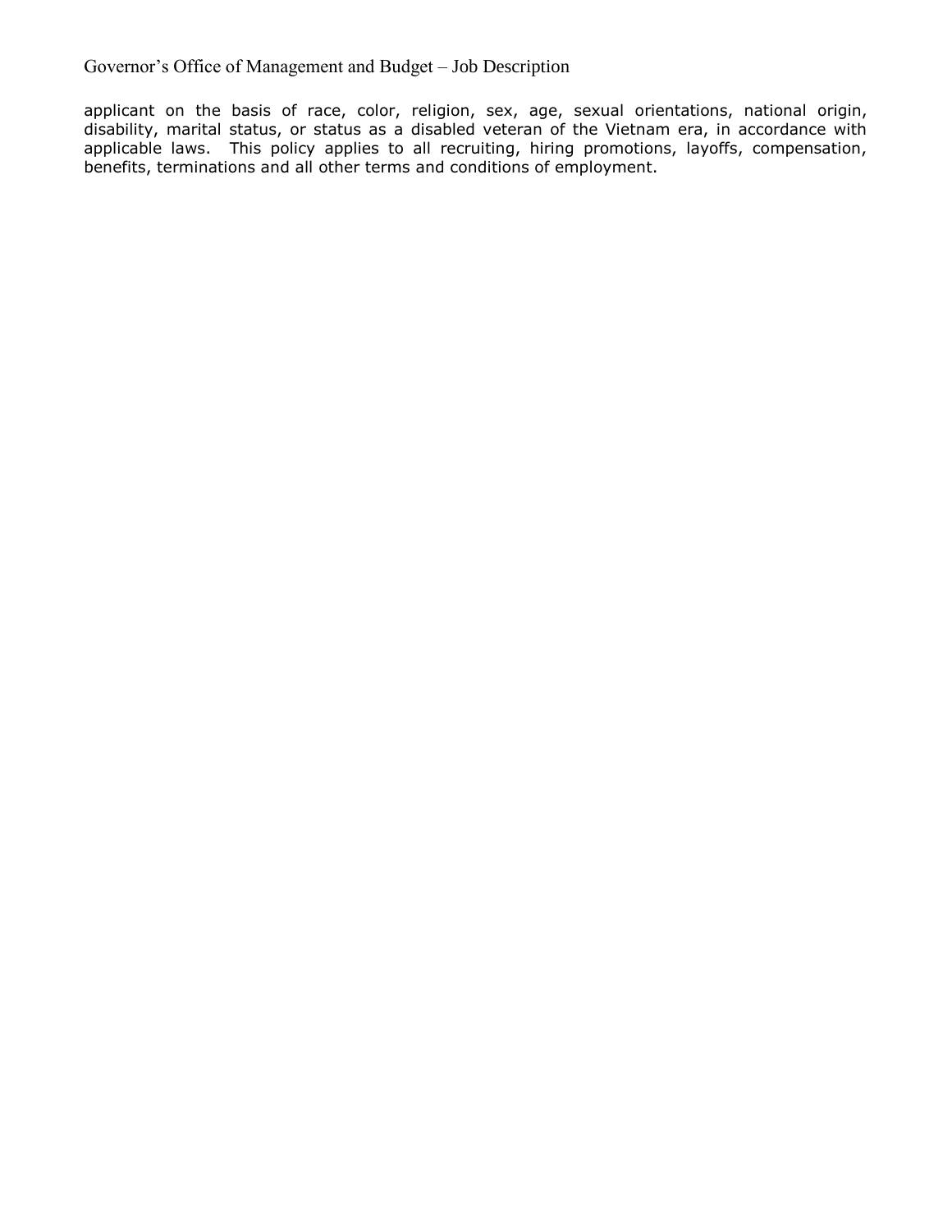applicant on the basis of race, color, religion, sex, age, sexual orientations, national origin, disability, marital status, or status as a disabled veteran of the Vietnam era, in accordance with applicable laws. This policy applies to all recruiting, hiring promotions, layoffs, compensation, benefits, terminations and all other terms and conditions of employment.